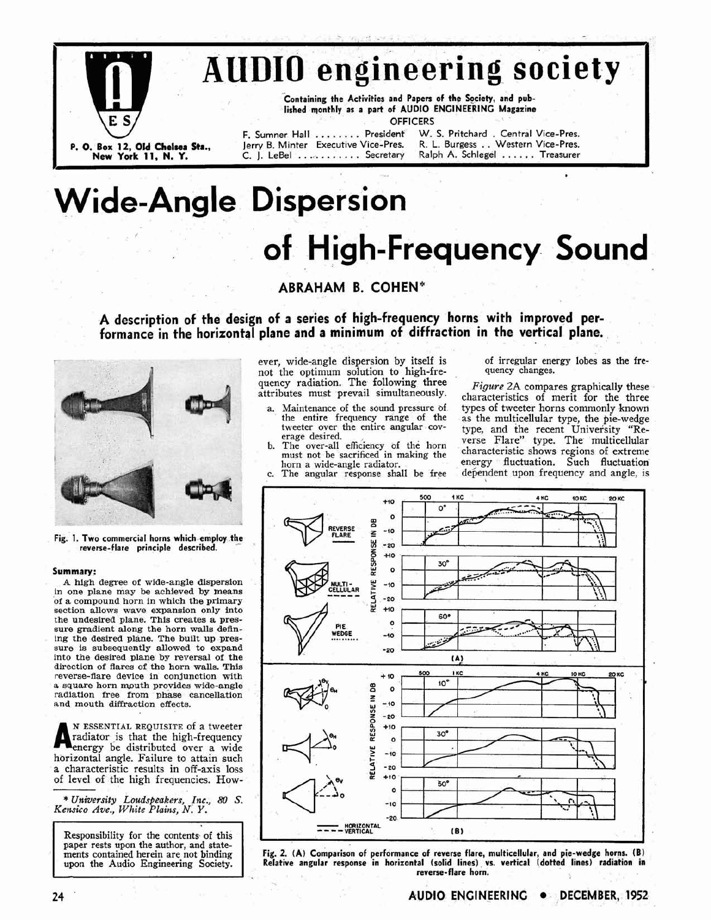# AUDIO engineering society

Containing the Activities and Papers of the Society, and published monthly as a part of AUDIO ENGINEERING Magazine

P. O. Box 12, Old Chelsea Sta., New York 11, N. Y.

OFFICERS

F. Sumner Hall ........ President
Jerry B. Minter Executive Vice-Pres.
C. J. LeBel .......... Secretary
W. S. Pritchard . Central Vice-Pres.
R. L. Burgess . . Western Vice-Pres.
Ralph A. Schlegel ...... Treasurer

# Wide-Angle Dispersion of High-Frequency Sound

## ABRAHAM B. COHEN*

**A description of the design of a series of high-frequency horns with improved performance in the horizontal plane and a minimum of diffraction in the vertical plane.**

Fig. 1. Two commercial horns which employ the reverse-flare principle described.

**Summary:**

A high degree of wide-angle dispersion in one plane may be achieved by means of a compound horn in which the primary section allows wave expansion only into the undesired plane. This creates a pressure gradient along the horn walls defining the desired plane. The built up pressure is subsequently allowed to expand into the desired plane by reversal of the direction of flares of the horn walls. This reverse-flare device in conjunction with a square horn mouth provides wide-angle radiation free from phase cancellation and mouth diffraction effects.

An essential requisite of a tweeter radiator is that the high-frequency energy be distributed over a wide horizontal angle. Failure to attain such a characteristic results in off-axis loss of level of the high frequencies. However, wide-angle dispersion by itself is not the optimum solution to high-frequency radiation. The following three attributes must prevail simultaneously.

a. Maintenance of the sound pressure of the entire frequency range of the tweeter over the entire angular coverage desired.
b. The over-all efficiency of the horn must not be sacrificed in making the horn a wide-angle radiator.
c. The angular response shall be free of irregular energy lobes as the frequency changes.

*Figure* 2A compares graphically these characteristics of merit for the three types of tweeter horns commonly known as the multicellular type, the pie-wedge type, and the recent University "Reverse Flare" type. The multicellular characteristic shows regions of extreme energy fluctuation. Such fluctuation dependent upon frequency and angle, is

\* *University Loudspeakers, Inc., 80 S. Kensico Ave., White Plains, N. Y.*

Responsibility for the contents of this paper rests upon the author, and statements contained herein are not binding upon the Audio Engineering Society.

Fig. 2. (A) Comparison of performance of reverse flare, multicellular, and pie-wedge horns. (B) Relative angular response in horizontal (solid lines) vs. vertical (dotted lines) radiation in reverse-flare horn.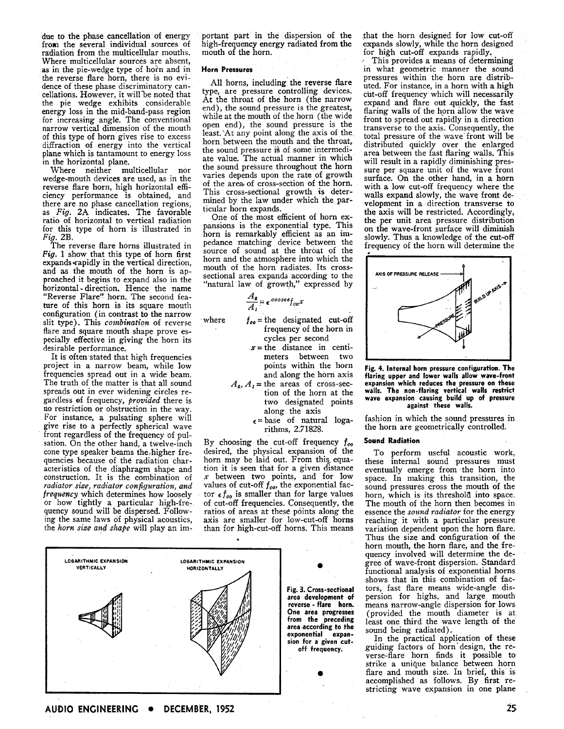due to the phase cancellation of energy from the several individual sources of radiation from the multicellular mouths. Where multicellular sources are absent, as in the pie-wedge type of horn and in the reverse flare horn, there is no evidence of these phase discriminatory cancellations. However, it will be noted that the pie wedge exhibits considerable energy loss in the mid-band-pass region for increasing angle. The conventional narrow vertical dimension of the mouth of this type of horn gives rise to excess diffraction of energy into the vertical plane which is tantamount to energy loss in the horizontal plane.

Where neither multicellular nor wedge-mouth devices are used, as in the reverse flare horn, high horizontal efficiency performance is obtained, and there are no phase cancellation regions, as *Fig.* 2A indicates. The favorable ratio of horizontal to vertical radiation for this type of horn is illustrated in *Fig.* 2B.

The reverse flare horns illustrated in *Fig.* 1 show that this type of horn first expands rapidly in the vertical direction, and as the mouth of the horn is approached it begins to expand also in the horizontal direction. Hence the name "Reverse Flare" horn. The second feature of this horn is its square mouth configuration (in contrast to the narrow slit type). This *combination* of reverse flare and square mouth shape prove especially effective in giving the horn its desirable performance.

It is often stated that high frequencies project in a narrow beam, while low frequencies spread out in a wide beam. The truth of the matter is that all sound spreads out in ever widening circles regardless of frequency, *provided* there is no restriction or obstruction in the way. For instance, a pulsating sphere will give rise to a perfectly spherical wave front regardless of the frequency of pulsation. On the other hand, a twelve-inch cone type speaker beams the higher frequencies because of the radiation characteristics of the diaphragm shape and construction. It is the combination of *radiator size, radiator configuration, and frequency* which determines how loosely or how tightly a particular high-frequency sound will be dispersed. Following the same laws of physical acoustics, the *horn size and shape* will play an important part in the dispersion of the high-frequency energy radiated from the mouth of the horn.

### Horn Pressures

All horns, including the reverse flare type, are pressure controlling devices. At the throat of the horn (the narrow end), the sound pressure is the greatest, while at the mouth of the horn (the wide open end), the sound pressure is the least. At any point along the axis of the horn between the mouth and the throat, the sound pressure is of some intermediate value. The actual manner in which the sound pressure throughout the horn varies depends upon the rate of growth of the area of cross-section of the horn. This cross-sectional growth is determined by the law under which the particular horn expands.

One of the most efficient of horn expansions is the exponential type. This horn is remarkably efficient as an impedance matching device between the source of sound at the throat of the horn and the atmosphere into which the mouth of the horn radiates. Its cross-sectional area expands according to the "natural law of growth," expressed by

$$\frac{A_2}{A_1} = \epsilon^{.000366 f_{co} x}$$

where
- $f_{co}$ = the designated cut-off frequency of the horn in cycles per second
- $x$ = the distance in centimeters between two points within the horn and along the horn axis
- $A_2, A_1$ = the areas of cross-section of the horn at the two designated points along the axis
- $\epsilon$ = base of natural logarithms, 2.71828.

By choosing the cut-off frequency $f_{co}$ desired, the physical expansion of the horn may be laid out. From this equation it is seen that for a given distance $x$ between two points, and for low values of cut-off $f_{co}$, the exponential factor $\epsilon f_{co}$ is smaller than for large values of cut-off frequencies. Consequently, the ratios of areas at these points along the axis are smaller for low-cut-off horns than for high-cut-off horns. This means that the horn designed for low cut-off expands slowly, while the horn designed for high cut-off expands rapidly.

This provides a means of determining in what geometric manner the sound pressures within the horn are distributed. For instance, in a horn with a high cut-off frequency which will necessarily expand and flare out quickly, the fast flaring walls of the horn allow the wave front to spread out rapidly in a direction transverse to the axis. Consequently, the total pressure of the wave front will be distributed quickly over the enlarged area between the fast flaring walls. This will result in a rapidly diminishing pressure per square unit of the wave front surface. On the other hand, in a horn with a low cut-off frequency where the walls expand slowly, the wave front development in a direction transverse to the axis will be restricted. Accordingly, the per unit area pressure distribution on the wave-front surface will diminish slowly. Thus a knowledge of the cut-off frequency of the horn will determine the fashion in which the sound pressures in the horn are geometrically controlled.

AXIS OF PRESSURE RELEASE

BUILD UP AXIS

PRESSURE

Fig. 4. Internal horn pressure configuration. The flaring upper and lower walls allow wave-front expansion which reduces the pressure on these walls. The non-flaring vertical walls restrict wave expansion causing build up of pressure against these walls.

### Sound Radiation

To perform useful acoustic work, these internal sound pressures must eventually emerge from the horn into space. In making this transition, the sound pressures cross the mouth of the horn, which is its threshold into space. The mouth of the horn then becomes in essence the *sound radiator* for the energy reaching it with a particular pressure variation dependent upon the horn flare. Thus the size and configuration of the horn mouth, the horn flare, and the frequency involved will determine the degree of wave-front dispersion. Standard functional analysis of exponential horns shows that in this combination of factors, fast flare means wide-angle dispersion for highs, and large mouth means narrow-angle dispersion for lows (provided the mouth diameter is at least one third the wave length of the sound being radiated).

In the practical application of these guiding factors of horn design, the reverse-flare horn finds it possible to strike a unique balance between horn flare and mouth size. In brief, this is accomplished as follows. By first restricting wave expansion in one plane

LOGARITHMIC EXPANSION VERTICALLY

LOGARITHMIC EXPANSION HORIZONTALLY

Fig. 3. Cross-sectional area development of reverse-flare horn. One area progresses from the preceding area according to the exponential expansion for a given cut-off frequency.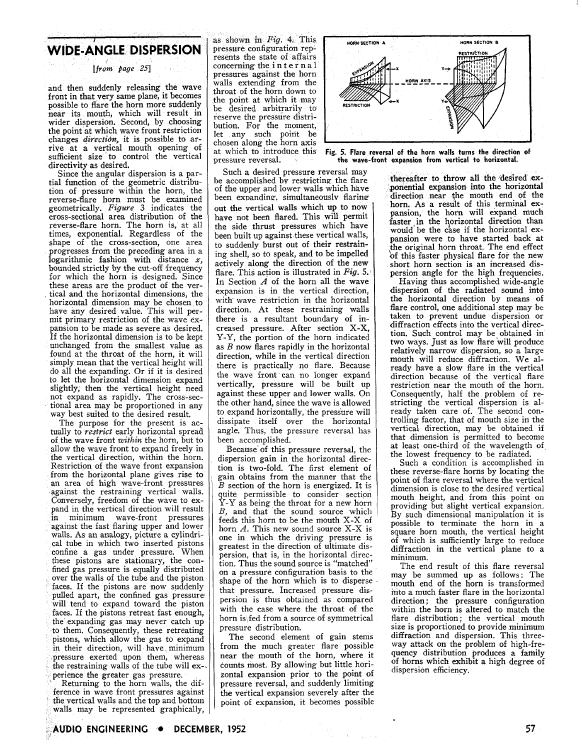## WIDE-ANGLE DISPERSION

*[from page 25]*

and then suddenly releasing the wave front in that very same plane, it becomes possible to flare the horn more suddenly near its mouth, which will result in wider dispersion. Second, by choosing the point at which wave front restriction changes *direction*, it is possible to arrive at a vertical mouth opening of sufficient size to control the vertical directivity as desired.

Since the angular dispersion is a partial function of the geometric distribution of pressure within the horn, the reverse-flare horn must be examined geometrically. *Figure* 3 indicates the cross-sectional area distribution of the reverse-flare horn. The horn is, at all times, exponential. Regardless of the shape of the cross-section, one area progresses from the preceding area in a logarithmic fashion with distance $x$, bounded strictly by the cut-off frequency for which the horn is designed. Since these areas are the product of the vertical and the horizontal dimensions, the horizontal dimension may be chosen to have any desired value. This will permit primary restriction of the wave expansion to be made as severe as desired. If the horizontal dimension is to be kept unchanged from the smallest value as found at the throat of the horn, it will simply mean that the vertical height will do all the expanding. Or if it is desired to let the horizontal dimension expand slightly, then the vertical height need not expand as rapidly. The cross-sectional area may be proportioned in any way best suited to the desired result.

The purpose for the present is actually to *restrict* early horizontal spread of the wave front *within* the horn, but to allow the wave front to expand freely in the vertical direction, within the horn. Restriction of the wave front expansion from the horizontal plane gives rise to an area of high wave-front pressures against the restraining vertical walls. Conversely, freedom of the wave to expand in the vertical direction will result in minimum wave-front pressures against the fast flaring upper and lower walls. As an analogy, picture a cylindrical tube in which two inserted pistons confine a gas under pressure. When these pistons are stationary, the confined gas pressure is equally distributed over the walls of the tube and the piston faces. If the pistons are now suddenly pulled apart, the confined gas pressure will tend to expand toward the piston faces. If the pistons retreat fast enough, the expanding gas may never catch up to them. Consequently, these retreating pistons, which allow the gas to expand in their direction, will have minimum pressure exerted upon them, whereas the restraining walls of the tube will experience the greater gas pressure.

Returning to the horn walls, the difference in wave front pressures against the vertical walls and the top and bottom walls may be represented graphically, as shown in *Fig.* 4. This pressure configuration represents the state of affairs concerning the internal pressures against the horn walls extending from the throat of the horn down to the point at which it may be desired arbitrarily to reserve the pressure distribution. For the moment, let any such point be chosen along the horn axis at which to introduce this pressure reversal.

Such a desired pressure reversal may be accomplished by restricting the flare of the upper and lower walls which have been expanding, simultaneously flaring out the vertical walls which up to now have not been flared. This will permit the side thrust pressures which have been built up against these vertical walls, to suddenly burst out of their restraining shell, so to speak, and to be impelled actively along the direction of the new flare. This action is illustrated in *Fig.* 5. In Section *A* of the horn all the wave expansion is in the vertical direction, with wave restriction in the horizontal direction. At these restraining walls there is a resultant boundary of increased pressure. After section X-X, Y-Y, the portion of the horn indicated as *B* now flares rapidly in the horizontal direction, while in the vertical direction there is practically no flare. Because the wave front can no longer expand vertically, pressure will be built up against these upper and lower walls. On the other hand, since the wave is allowed to expand horizontally, the pressure will dissipate itself over the horizontal angle. Thus, the pressure reversal has been accomplished.

HORN SECTION A
HORN SECTION B
EXPANSION
RESTRICTION
X
X
Y
Y
HORN AXIS
RESTRICTION
EXPANSION

**Fig. 5. Flare reversal of the horn walls turns the direction of the wave-front expansion from vertical to horizontal.**

Because of this pressure reversal, the dispersion gain in the horizontal direction is two-fold. The first element of gain obtains from the manner that the *B* section of the horn is energized. It is quite permissible to consider section Y-Y as being the throat for a new horn *B*, and that the sound source which feeds this horn to be the mouth X-X of horn *A*. This new sound source X-X is one in which the driving pressure is greatest in the direction of ultimate dispersion, that is, in the horizontal direction. Thus the sound source is "matched" on a pressure configuration basis to the shape of the horn which is to disperse that pressure. Increased pressure dispersion is thus obtained as compared with the case where the throat of the horn is fed from a source of symmetrical pressure distribution.

The second element of gain stems from the much greater flare possible near the mouth of the horn, where it counts most. By allowing but little horizontal expansion prior to the point of pressure reversal, and suddenly limiting the vertical expansion severely after the point of expansion, it becomes possible thereafter to throw all the desired exponential expansion into the horizontal direction near the mouth end of the horn. As a result of this terminal expansion, the horn will expand much faster in the horizontal direction than would be the case if the horizontal expansion were to have started back at the original horn throat. The end effect of this faster physical flare for the new short horn section is an increased dispersion angle for the high frequencies.

Having thus accomplished wide-angle dispersion of the radiated sound into the horizontal direction by means of flare control, one additional step may be taken to prevent undue dispersion or diffraction effects into the vertical direction. Such control may be obtained in two ways. Just as low flare will produce relatively narrow dispersion, so a large mouth will reduce diffraction. We already have a slow flare in the vertical direction because of the vertical flare restriction near the mouth of the horn. Consequently, half the problem of restricting the vertical dispersion is already taken care of. The second controlling factor, that of mouth size in the vertical direction, may be obtained if that dimension is permitted to become at least one-third of the wavelength of the lowest frequency to be radiated.

Such a condition is accomplished in these reverse-flare horns by locating the point of flare reversal where the vertical dimension is close to the desired vertical mouth height, and from this point on providing but slight vertical expansion. By such dimensional manipulation it is possible to terminate the horn in a square horn mouth, the vertical height of which is sufficiently large to reduce diffraction in the vertical plane to a minimum.

The end result of this flare reversal may be summed up as follows: The mouth end of the horn is transformed into a much faster flare in the horizontal direction; the pressure configuration within the horn is altered to match the flare distribution; the vertical mouth size is proportioned to provide minimum diffraction and dispersion. This three-way attack on the problem of high-frequency distribution produces a family of horns which exhibit a high degree of dispersion efficiency.